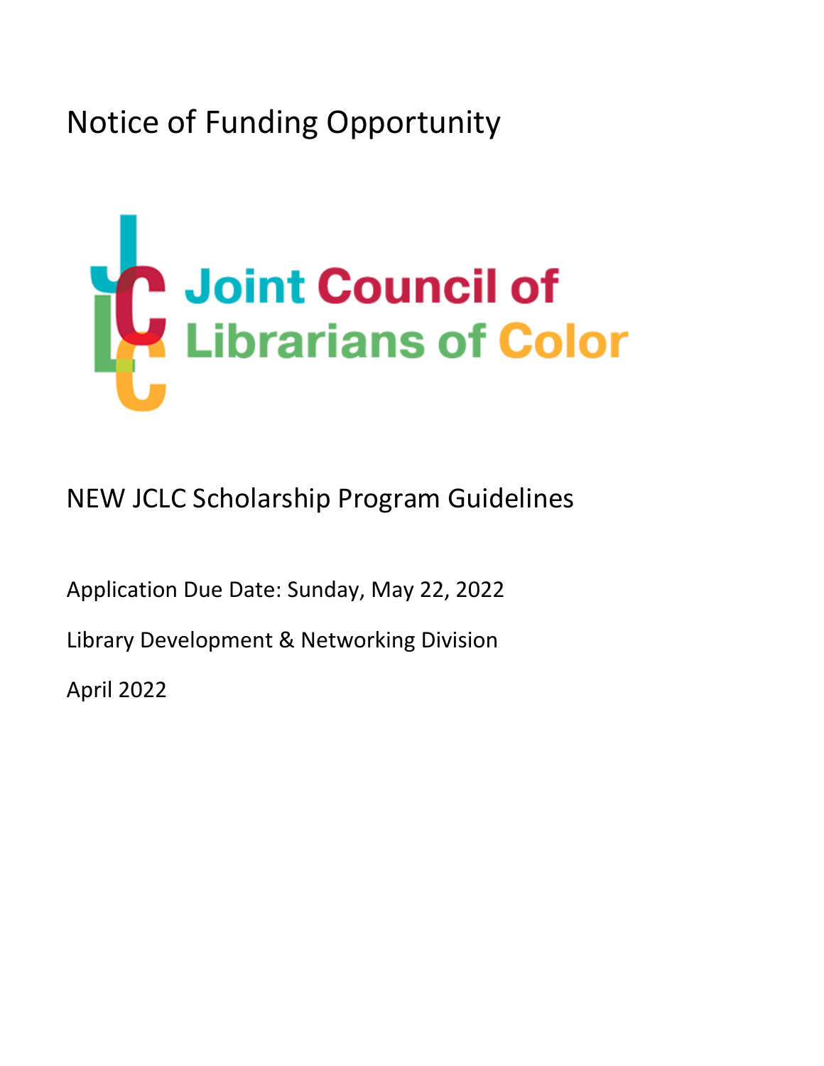# Notice of Funding Opportunity

Joint Council of Librarians of Color

## NEW JCLC Scholarship Program Guidelines

Application Due Date: Sunday, May 22, 2022

Library Development & Networking Division

April 2022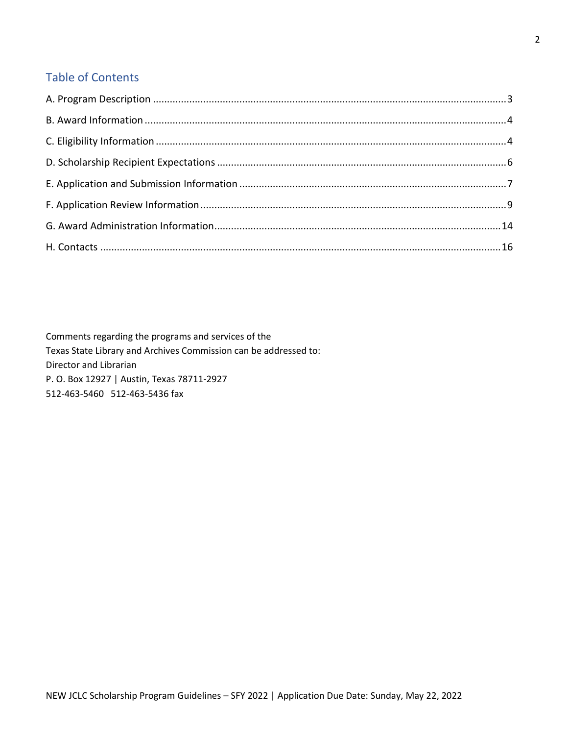## Table of Contents

A. Program Description ........................................................................................................................3

B. Award Information ..........................................................................................................................4

C. Eligibility Information .......................................................................................................................4

D. Scholarship Recipient Expectations .................................................................................................6

E. Application and Submission Information .........................................................................................7

F. Application Review Information .......................................................................................................9

G. Award Administration Information..................................................................................................14

H. Contacts ..........................................................................................................................................16

Comments regarding the programs and services of the
Texas State Library and Archives Commission can be addressed to:
Director and Librarian
P. O. Box 12927 | Austin, Texas 78711-2927
512-463-5460 512-463-5436 fax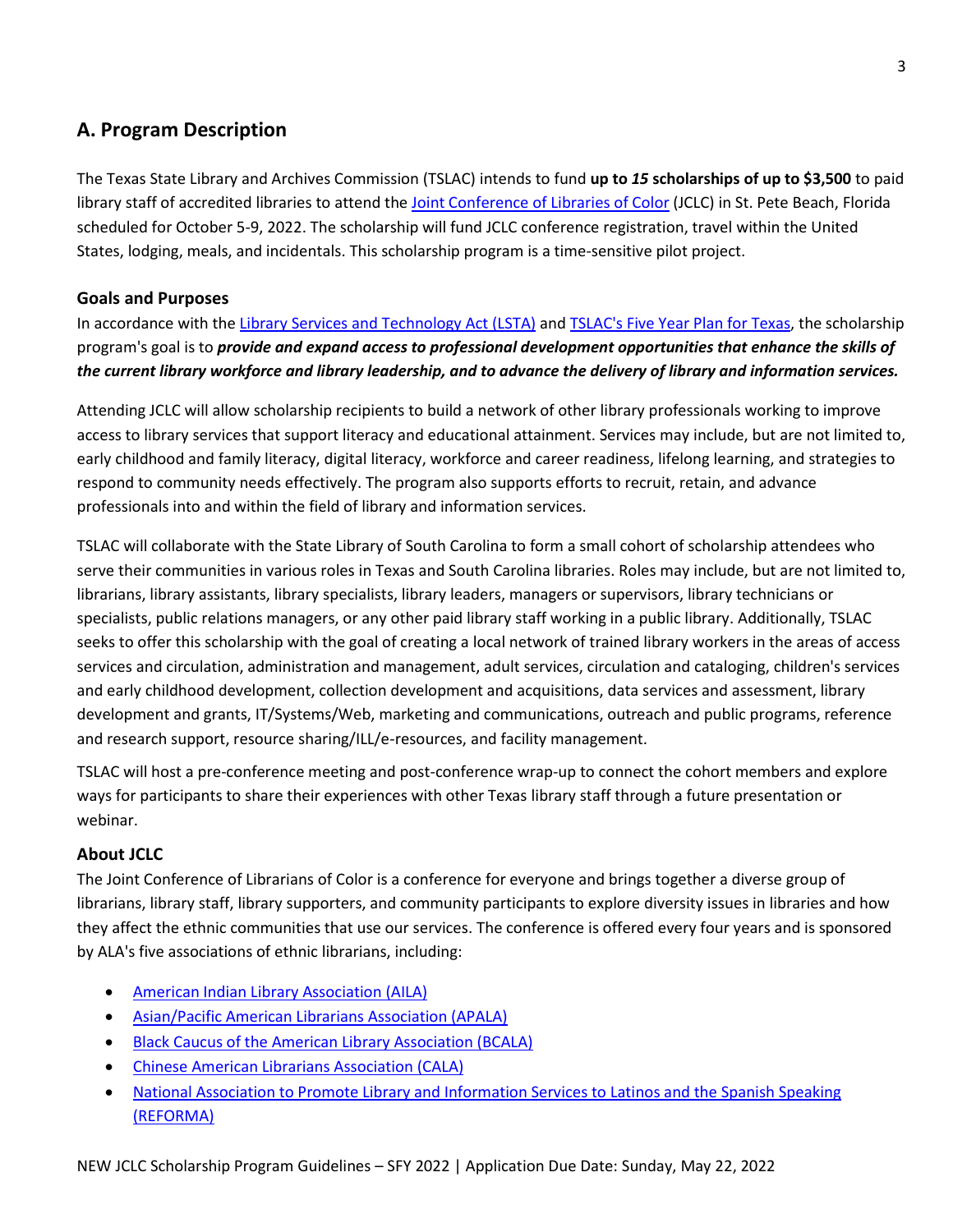## A. Program Description

The Texas State Library and Archives Commission (TSLAC) intends to fund **up to *15* scholarships of up to $3,500** to paid library staff of accredited libraries to attend the [Joint Conference of Libraries of Color](#) (JCLC) in St. Pete Beach, Florida scheduled for October 5-9, 2022. The scholarship will fund JCLC conference registration, travel within the United States, lodging, meals, and incidentals. This scholarship program is a time-sensitive pilot project.

### Goals and Purposes

In accordance with the [Library Services and Technology Act (LSTA)](#) and [TSLAC's Five Year Plan for Texas](#), the scholarship program's goal is to ***provide and expand access to professional development opportunities that enhance the skills of the current library workforce and library leadership, and to advance the delivery of library and information services.***

Attending JCLC will allow scholarship recipients to build a network of other library professionals working to improve access to library services that support literacy and educational attainment. Services may include, but are not limited to, early childhood and family literacy, digital literacy, workforce and career readiness, lifelong learning, and strategies to respond to community needs effectively. The program also supports efforts to recruit, retain, and advance professionals into and within the field of library and information services.

TSLAC will collaborate with the State Library of South Carolina to form a small cohort of scholarship attendees who serve their communities in various roles in Texas and South Carolina libraries. Roles may include, but are not limited to, librarians, library assistants, library specialists, library leaders, managers or supervisors, library technicians or specialists, public relations managers, or any other paid library staff working in a public library. Additionally, TSLAC seeks to offer this scholarship with the goal of creating a local network of trained library workers in the areas of access services and circulation, administration and management, adult services, circulation and cataloging, children's services and early childhood development, collection development and acquisitions, data services and assessment, library development and grants, IT/Systems/Web, marketing and communications, outreach and public programs, reference and research support, resource sharing/ILL/e-resources, and facility management.

TSLAC will host a pre-conference meeting and post-conference wrap-up to connect the cohort members and explore ways for participants to share their experiences with other Texas library staff through a future presentation or webinar.

### About JCLC

The Joint Conference of Librarians of Color is a conference for everyone and brings together a diverse group of librarians, library staff, library supporters, and community participants to explore diversity issues in libraries and how they affect the ethnic communities that use our services. The conference is offered every four years and is sponsored by ALA's five associations of ethnic librarians, including:

- [American Indian Library Association (AILA)](#)
- [Asian/Pacific American Librarians Association (APALA)](#)
- [Black Caucus of the American Library Association (BCALA)](#)
- [Chinese American Librarians Association (CALA)](#)
- [National Association to Promote Library and Information Services to Latinos and the Spanish Speaking (REFORMA)](#)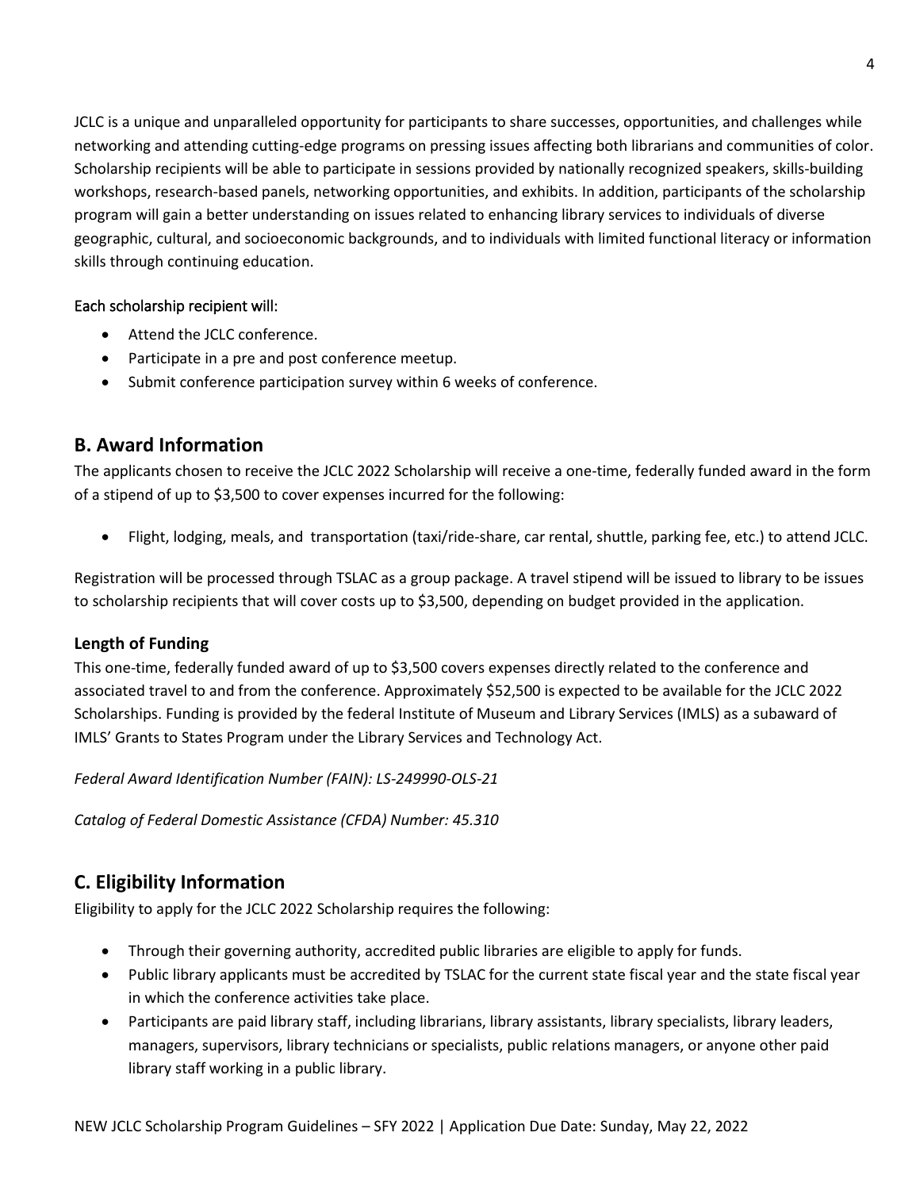JCLC is a unique and unparalleled opportunity for participants to share successes, opportunities, and challenges while networking and attending cutting-edge programs on pressing issues affecting both librarians and communities of color. Scholarship recipients will be able to participate in sessions provided by nationally recognized speakers, skills-building workshops, research-based panels, networking opportunities, and exhibits. In addition, participants of the scholarship program will gain a better understanding on issues related to enhancing library services to individuals of diverse geographic, cultural, and socioeconomic backgrounds, and to individuals with limited functional literacy or information skills through continuing education.

Each scholarship recipient will:

- Attend the JCLC conference.
- Participate in a pre and post conference meetup.
- Submit conference participation survey within 6 weeks of conference.

## B. Award Information

The applicants chosen to receive the JCLC 2022 Scholarship will receive a one-time, federally funded award in the form of a stipend of up to $3,500 to cover expenses incurred for the following:

- Flight, lodging, meals, and transportation (taxi/ride-share, car rental, shuttle, parking fee, etc.) to attend JCLC.

Registration will be processed through TSLAC as a group package. A travel stipend will be issued to library to be issues to scholarship recipients that will cover costs up to $3,500, depending on budget provided in the application.

### Length of Funding

This one-time, federally funded award of up to $3,500 covers expenses directly related to the conference and associated travel to and from the conference. Approximately $52,500 is expected to be available for the JCLC 2022 Scholarships. Funding is provided by the federal Institute of Museum and Library Services (IMLS) as a subaward of IMLS' Grants to States Program under the Library Services and Technology Act.

*Federal Award Identification Number (FAIN): LS-249990-OLS-21*

*Catalog of Federal Domestic Assistance (CFDA) Number: 45.310*

## C. Eligibility Information

Eligibility to apply for the JCLC 2022 Scholarship requires the following:

- Through their governing authority, accredited public libraries are eligible to apply for funds.
- Public library applicants must be accredited by TSLAC for the current state fiscal year and the state fiscal year in which the conference activities take place.
- Participants are paid library staff, including librarians, library assistants, library specialists, library leaders, managers, supervisors, library technicians or specialists, public relations managers, or anyone other paid library staff working in a public library.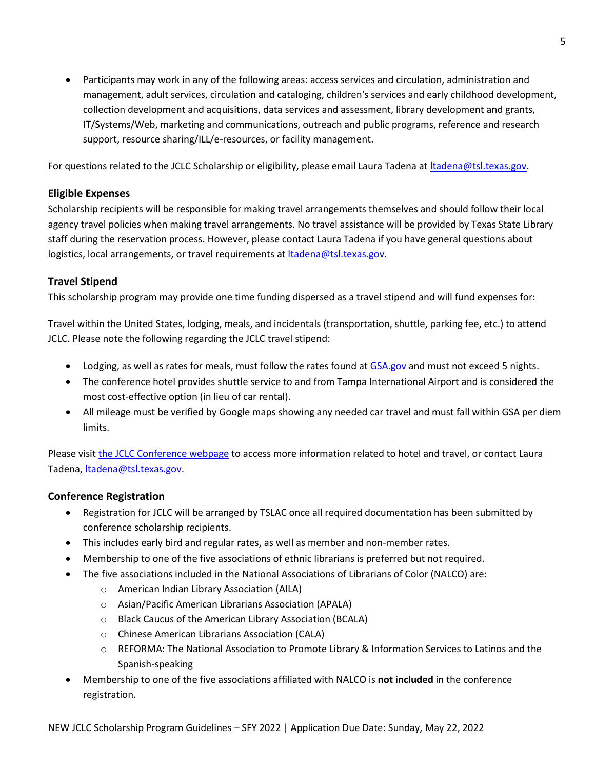- Participants may work in any of the following areas: access services and circulation, administration and management, adult services, circulation and cataloging, children's services and early childhood development, collection development and acquisitions, data services and assessment, library development and grants, IT/Systems/Web, marketing and communications, outreach and public programs, reference and research support, resource sharing/ILL/e-resources, or facility management.

For questions related to the JCLC Scholarship or eligibility, please email Laura Tadena at ltadena@tsl.texas.gov.

### Eligible Expenses

Scholarship recipients will be responsible for making travel arrangements themselves and should follow their local agency travel policies when making travel arrangements. No travel assistance will be provided by Texas State Library staff during the reservation process. However, please contact Laura Tadena if you have general questions about logistics, local arrangements, or travel requirements at ltadena@tsl.texas.gov.

### Travel Stipend

This scholarship program may provide one time funding dispersed as a travel stipend and will fund expenses for:

Travel within the United States, lodging, meals, and incidentals (transportation, shuttle, parking fee, etc.) to attend JCLC. Please note the following regarding the JCLC travel stipend:

- Lodging, as well as rates for meals, must follow the rates found at GSA.gov and must not exceed 5 nights.
- The conference hotel provides shuttle service to and from Tampa International Airport and is considered the most cost-effective option (in lieu of car rental).
- All mileage must be verified by Google maps showing any needed car travel and must fall within GSA per diem limits.

Please visit the JCLC Conference webpage to access more information related to hotel and travel, or contact Laura Tadena, ltadena@tsl.texas.gov.

### Conference Registration

- Registration for JCLC will be arranged by TSLAC once all required documentation has been submitted by conference scholarship recipients.
- This includes early bird and regular rates, as well as member and non-member rates.
- Membership to one of the five associations of ethnic librarians is preferred but not required.
- The five associations included in the National Associations of Librarians of Color (NALCO) are:
  - American Indian Library Association (AILA)
  - Asian/Pacific American Librarians Association (APALA)
  - Black Caucus of the American Library Association (BCALA)
  - Chinese American Librarians Association (CALA)
  - REFORMA: The National Association to Promote Library & Information Services to Latinos and the Spanish-speaking
- Membership to one of the five associations affiliated with NALCO is **not included** in the conference registration.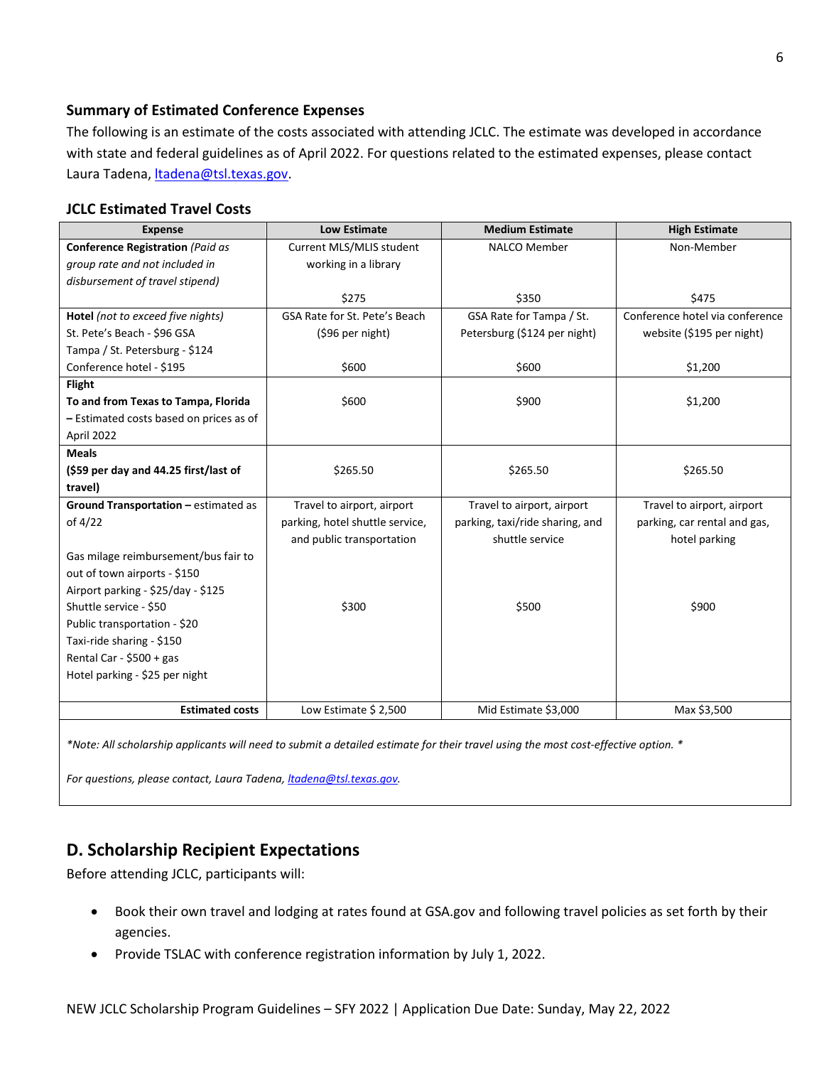### Summary of Estimated Conference Expenses

The following is an estimate of the costs associated with attending JCLC. The estimate was developed in accordance with state and federal guidelines as of April 2022. For questions related to the estimated expenses, please contact Laura Tadena, ltadena@tsl.texas.gov.

### JCLC Estimated Travel Costs

| Expense | Low Estimate | Medium Estimate | High Estimate |
|---|---|---|---|
| **Conference Registration** *(Paid as group rate and not included in disbursement of travel stipend)* | Current MLS/MLIS student working in a library<br><br>$275 | NALCO Member<br><br>$350 | Non-Member<br><br>$475 |
| **Hotel** *(not to exceed five nights)*<br>St. Pete's Beach - $96 GSA<br>Tampa / St. Petersburg - $124<br>Conference hotel - $195 | GSA Rate for St. Pete's Beach ($96 per night)<br><br>$600 | GSA Rate for Tampa / St. Petersburg ($124 per night)<br><br>$600 | Conference hotel via conference website ($195 per night)<br><br>$1,200 |
| **Flight**<br>**To and from Texas to Tampa, Florida – Estimated costs based on prices as of April 2022** | $600 | $900 | $1,200 |
| **Meals**<br>**($59 per day and 44.25 first/last of travel)** | $265.50 | $265.50 | $265.50 |
| **Ground Transportation** – estimated as of 4/22<br><br>Gas milage reimbursement/bus fair to out of town airports - $150<br>Airport parking - $25/day - $125<br>Shuttle service - $50<br>Public transportation - $20<br>Taxi-ride sharing - $150<br>Rental Car - $500 + gas<br>Hotel parking - $25 per night | Travel to airport, airport parking, hotel shuttle service, and public transportation<br><br>$300 | Travel to airport, airport parking, taxi/ride sharing, and shuttle service<br><br>$500 | Travel to airport, airport parking, car rental and gas, hotel parking<br><br>$900 |
| **Estimated costs** | Low Estimate $ 2,500 | Mid Estimate $3,000 | Max $3,500 |

*\*Note: All scholarship applicants will need to submit a detailed estimate for their travel using the most cost-effective option. \**

*For questions, please contact, Laura Tadena, ltadena@tsl.texas.gov.*

## D. Scholarship Recipient Expectations

Before attending JCLC, participants will:

- Book their own travel and lodging at rates found at GSA.gov and following travel policies as set forth by their agencies.
- Provide TSLAC with conference registration information by July 1, 2022.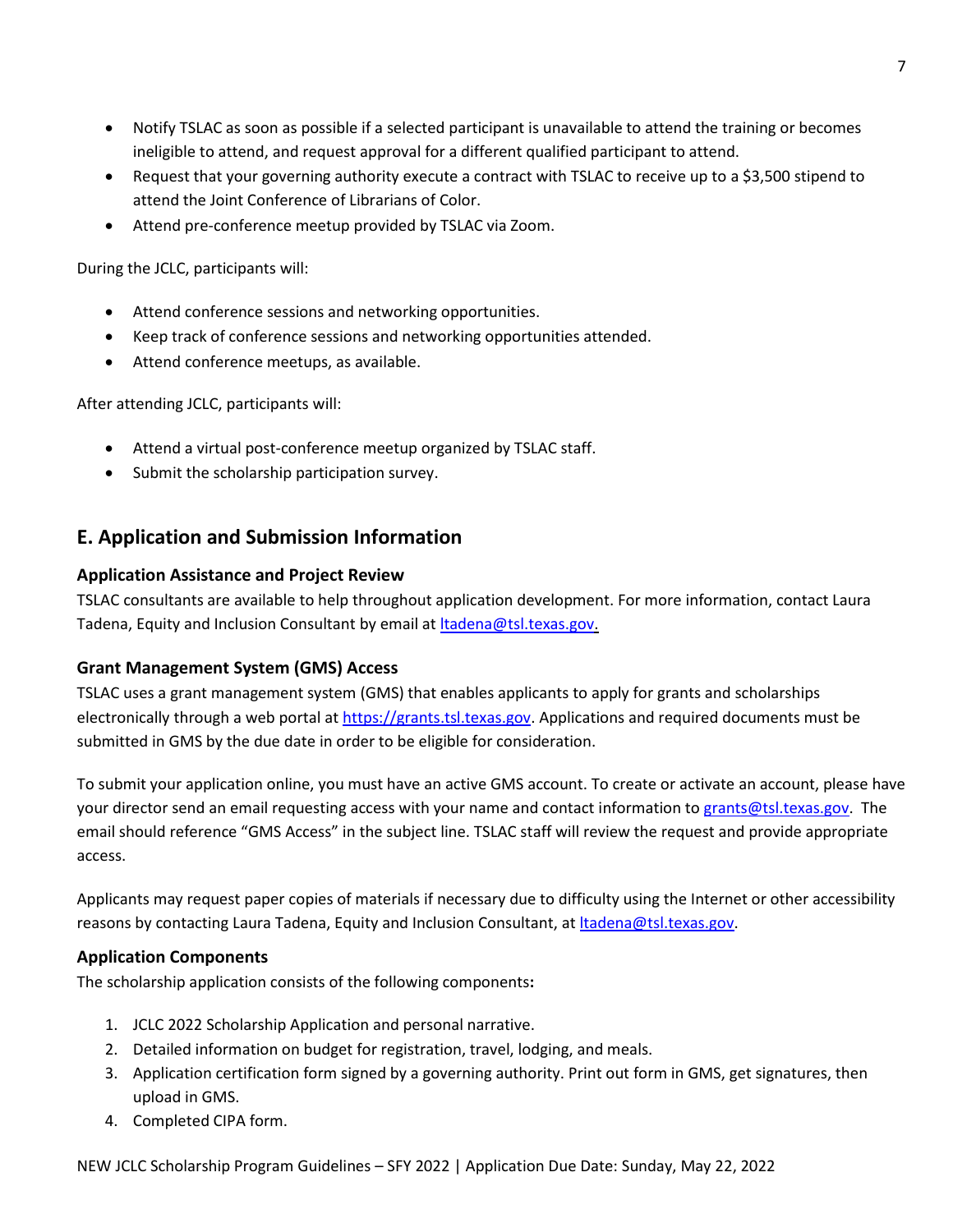- Notify TSLAC as soon as possible if a selected participant is unavailable to attend the training or becomes ineligible to attend, and request approval for a different qualified participant to attend.
- Request that your governing authority execute a contract with TSLAC to receive up to a $3,500 stipend to attend the Joint Conference of Librarians of Color.
- Attend pre-conference meetup provided by TSLAC via Zoom.

During the JCLC, participants will:

- Attend conference sessions and networking opportunities.
- Keep track of conference sessions and networking opportunities attended.
- Attend conference meetups, as available.

After attending JCLC, participants will:

- Attend a virtual post-conference meetup organized by TSLAC staff.
- Submit the scholarship participation survey.

## E. Application and Submission Information

### Application Assistance and Project Review

TSLAC consultants are available to help throughout application development. For more information, contact Laura Tadena, Equity and Inclusion Consultant by email at [ltadena@tsl.texas.gov](mailto:ltadena@tsl.texas.gov).

### Grant Management System (GMS) Access

TSLAC uses a grant management system (GMS) that enables applicants to apply for grants and scholarships electronically through a web portal at [https://grants.tsl.texas.gov](https://grants.tsl.texas.gov). Applications and required documents must be submitted in GMS by the due date in order to be eligible for consideration.

To submit your application online, you must have an active GMS account. To create or activate an account, please have your director send an email requesting access with your name and contact information to [grants@tsl.texas.gov](mailto:grants@tsl.texas.gov). The email should reference "GMS Access" in the subject line. TSLAC staff will review the request and provide appropriate access.

Applicants may request paper copies of materials if necessary due to difficulty using the Internet or other accessibility reasons by contacting Laura Tadena, Equity and Inclusion Consultant, at [ltadena@tsl.texas.gov](mailto:ltadena@tsl.texas.gov).

### Application Components

The scholarship application consists of the following components**:**

1. JCLC 2022 Scholarship Application and personal narrative.
2. Detailed information on budget for registration, travel, lodging, and meals.
3. Application certification form signed by a governing authority. Print out form in GMS, get signatures, then upload in GMS.
4. Completed CIPA form.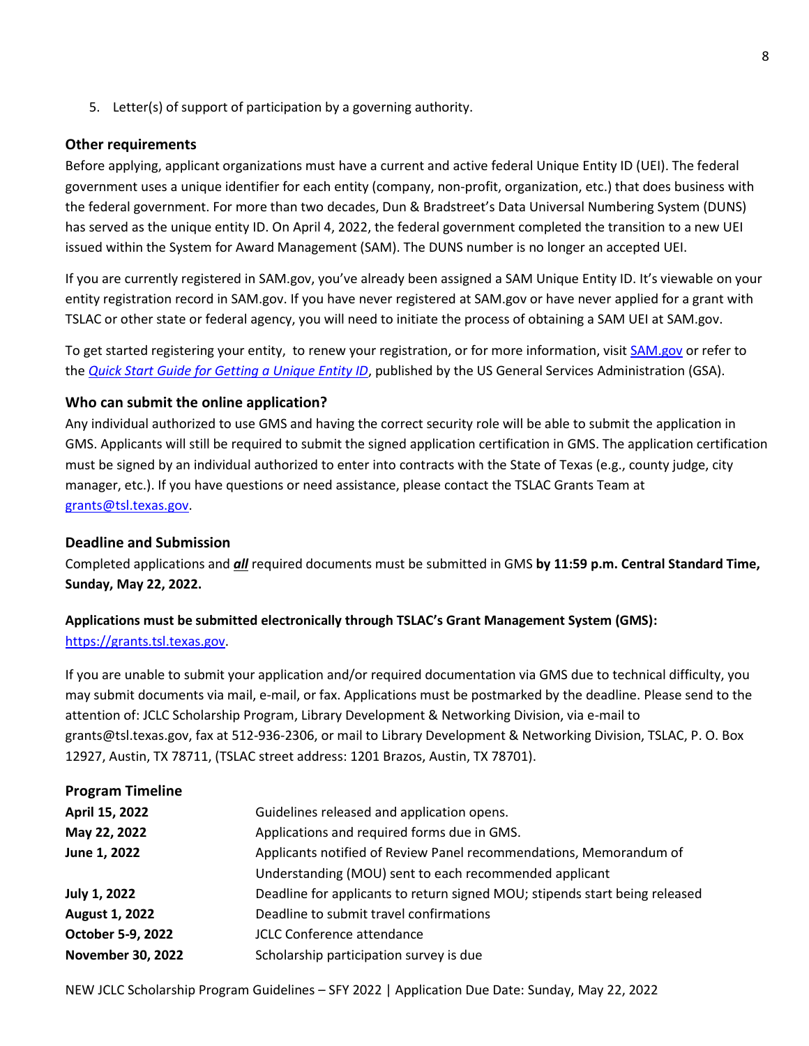5. Letter(s) of support of participation by a governing authority.

### Other requirements

Before applying, applicant organizations must have a current and active federal Unique Entity ID (UEI). The federal government uses a unique identifier for each entity (company, non-profit, organization, etc.) that does business with the federal government. For more than two decades, Dun & Bradstreet's Data Universal Numbering System (DUNS) has served as the unique entity ID. On April 4, 2022, the federal government completed the transition to a new UEI issued within the System for Award Management (SAM). The DUNS number is no longer an accepted UEI.

If you are currently registered in SAM.gov, you've already been assigned a SAM Unique Entity ID. It's viewable on your entity registration record in SAM.gov. If you have never registered at SAM.gov or have never applied for a grant with TSLAC or other state or federal agency, you will need to initiate the process of obtaining a SAM UEI at SAM.gov.

To get started registering your entity, to renew your registration, or for more information, visit [SAM.gov]() or refer to the *[Quick Start Guide for Getting a Unique Entity ID]()*, published by the US General Services Administration (GSA).

### Who can submit the online application?

Any individual authorized to use GMS and having the correct security role will be able to submit the application in GMS. Applicants will still be required to submit the signed application certification in GMS. The application certification must be signed by an individual authorized to enter into contracts with the State of Texas (e.g., county judge, city manager, etc.). If you have questions or need assistance, please contact the TSLAC Grants Team at grants@tsl.texas.gov.

### Deadline and Submission

Completed applications and ***all*** required documents must be submitted in GMS **by 11:59 p.m. Central Standard Time, Sunday, May 22, 2022.**

**Applications must be submitted electronically through TSLAC's Grant Management System (GMS):** https://grants.tsl.texas.gov.

If you are unable to submit your application and/or required documentation via GMS due to technical difficulty, you may submit documents via mail, e-mail, or fax. Applications must be postmarked by the deadline. Please send to the attention of: JCLC Scholarship Program, Library Development & Networking Division, via e-mail to grants@tsl.texas.gov, fax at 512-936-2306, or mail to Library Development & Networking Division, TSLAC, P. O. Box 12927, Austin, TX 78711, (TSLAC street address: 1201 Brazos, Austin, TX 78701).

### Program Timeline

| | |
|---|---|
| **April 15, 2022** | Guidelines released and application opens. |
| **May 22, 2022** | Applications and required forms due in GMS. |
| **June 1, 2022** | Applicants notified of Review Panel recommendations, Memorandum of Understanding (MOU) sent to each recommended applicant |
| **July 1, 2022** | Deadline for applicants to return signed MOU; stipends start being released |
| **August 1, 2022** | Deadline to submit travel confirmations |
| **October 5-9, 2022** | JCLC Conference attendance |
| **November 30, 2022** | Scholarship participation survey is due |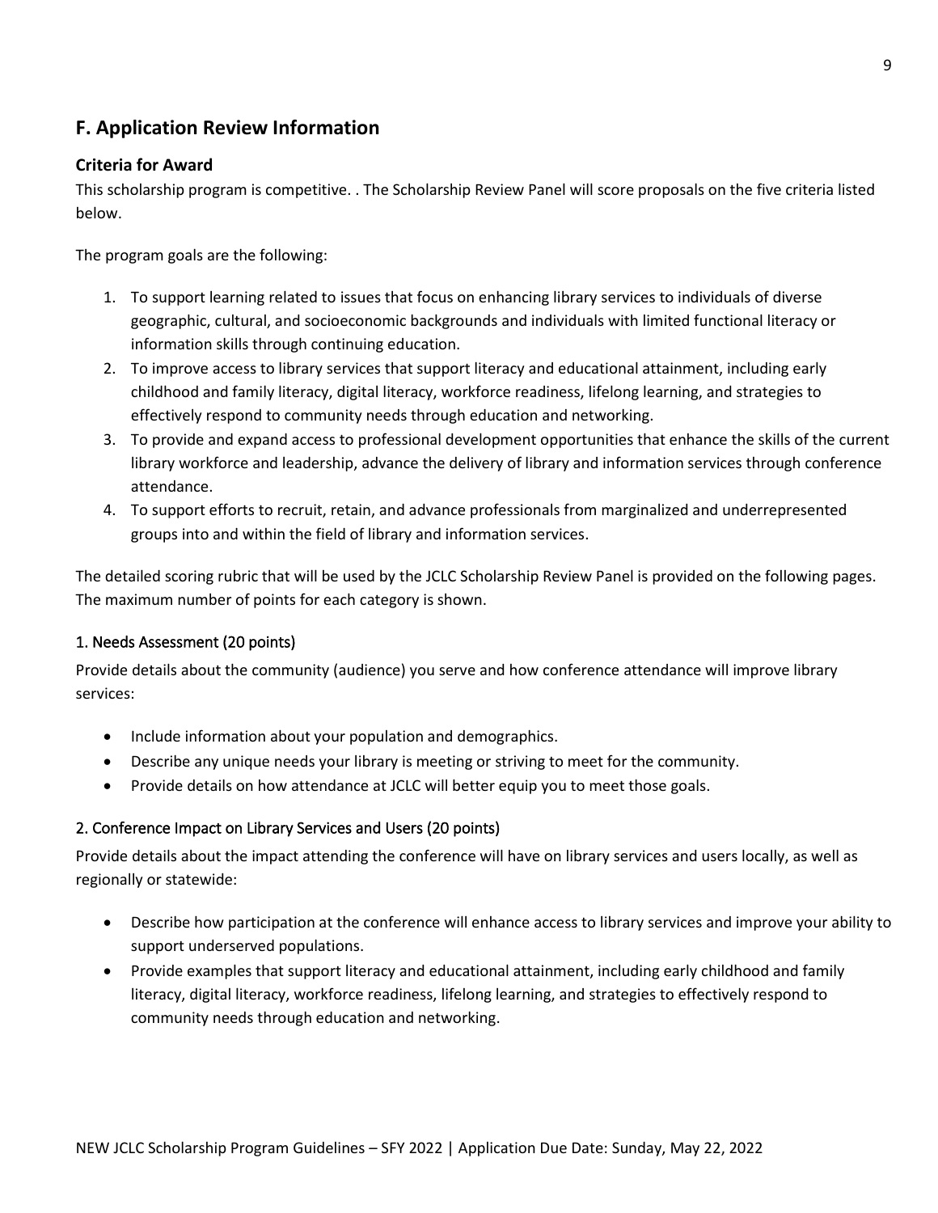## F. Application Review Information

### Criteria for Award

This scholarship program is competitive. . The Scholarship Review Panel will score proposals on the five criteria listed below.

The program goals are the following:

1. To support learning related to issues that focus on enhancing library services to individuals of diverse geographic, cultural, and socioeconomic backgrounds and individuals with limited functional literacy or information skills through continuing education.
2. To improve access to library services that support literacy and educational attainment, including early childhood and family literacy, digital literacy, workforce readiness, lifelong learning, and strategies to effectively respond to community needs through education and networking.
3. To provide and expand access to professional development opportunities that enhance the skills of the current library workforce and leadership, advance the delivery of library and information services through conference attendance.
4. To support efforts to recruit, retain, and advance professionals from marginalized and underrepresented groups into and within the field of library and information services.

The detailed scoring rubric that will be used by the JCLC Scholarship Review Panel is provided on the following pages. The maximum number of points for each category is shown.

#### 1. Needs Assessment (20 points)

Provide details about the community (audience) you serve and how conference attendance will improve library services:

- Include information about your population and demographics.
- Describe any unique needs your library is meeting or striving to meet for the community.
- Provide details on how attendance at JCLC will better equip you to meet those goals.

#### 2. Conference Impact on Library Services and Users (20 points)

Provide details about the impact attending the conference will have on library services and users locally, as well as regionally or statewide:

- Describe how participation at the conference will enhance access to library services and improve your ability to support underserved populations.
- Provide examples that support literacy and educational attainment, including early childhood and family literacy, digital literacy, workforce readiness, lifelong learning, and strategies to effectively respond to community needs through education and networking.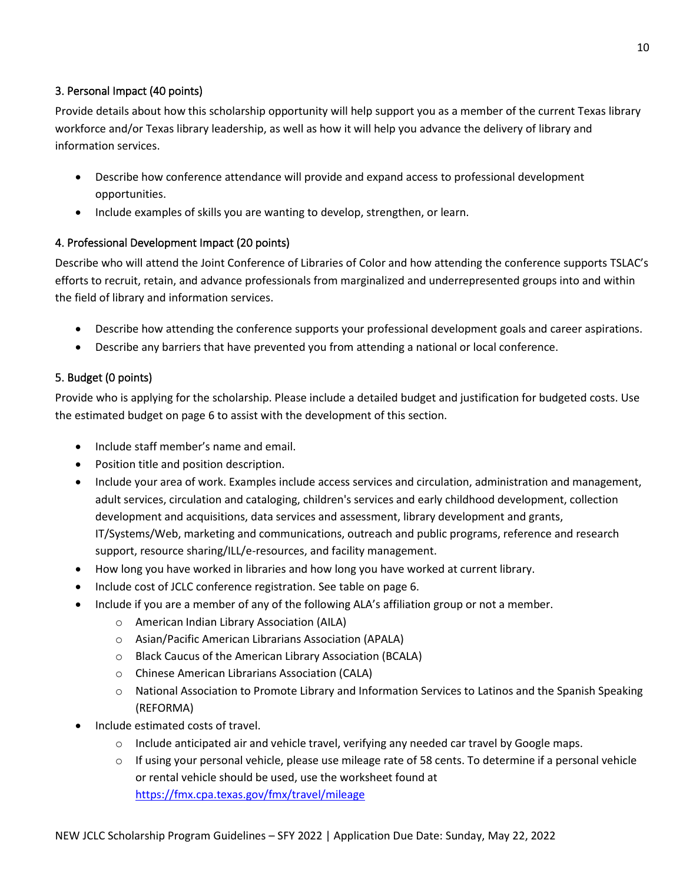### 3. Personal Impact (40 points)

Provide details about how this scholarship opportunity will help support you as a member of the current Texas library workforce and/or Texas library leadership, as well as how it will help you advance the delivery of library and information services.

- Describe how conference attendance will provide and expand access to professional development opportunities.
- Include examples of skills you are wanting to develop, strengthen, or learn.

### 4. Professional Development Impact (20 points)

Describe who will attend the Joint Conference of Libraries of Color and how attending the conference supports TSLAC's efforts to recruit, retain, and advance professionals from marginalized and underrepresented groups into and within the field of library and information services.

- Describe how attending the conference supports your professional development goals and career aspirations.
- Describe any barriers that have prevented you from attending a national or local conference.

### 5. Budget (0 points)

Provide who is applying for the scholarship. Please include a detailed budget and justification for budgeted costs. Use the estimated budget on page 6 to assist with the development of this section.

- Include staff member's name and email.
- Position title and position description.
- Include your area of work. Examples include access services and circulation, administration and management, adult services, circulation and cataloging, children's services and early childhood development, collection development and acquisitions, data services and assessment, library development and grants, IT/Systems/Web, marketing and communications, outreach and public programs, reference and research support, resource sharing/ILL/e-resources, and facility management.
- How long you have worked in libraries and how long you have worked at current library.
- Include cost of JCLC conference registration. See table on page 6.
- Include if you are a member of any of the following ALA's affiliation group or not a member.
  - American Indian Library Association (AILA)
  - Asian/Pacific American Librarians Association (APALA)
  - Black Caucus of the American Library Association (BCALA)
  - Chinese American Librarians Association (CALA)
  - National Association to Promote Library and Information Services to Latinos and the Spanish Speaking (REFORMA)
- Include estimated costs of travel.
  - Include anticipated air and vehicle travel, verifying any needed car travel by Google maps.
  - If using your personal vehicle, please use mileage rate of 58 cents. To determine if a personal vehicle or rental vehicle should be used, use the worksheet found at [https://fmx.cpa.texas.gov/fmx/travel/mileage](https://fmx.cpa.texas.gov/fmx/travel/mileage)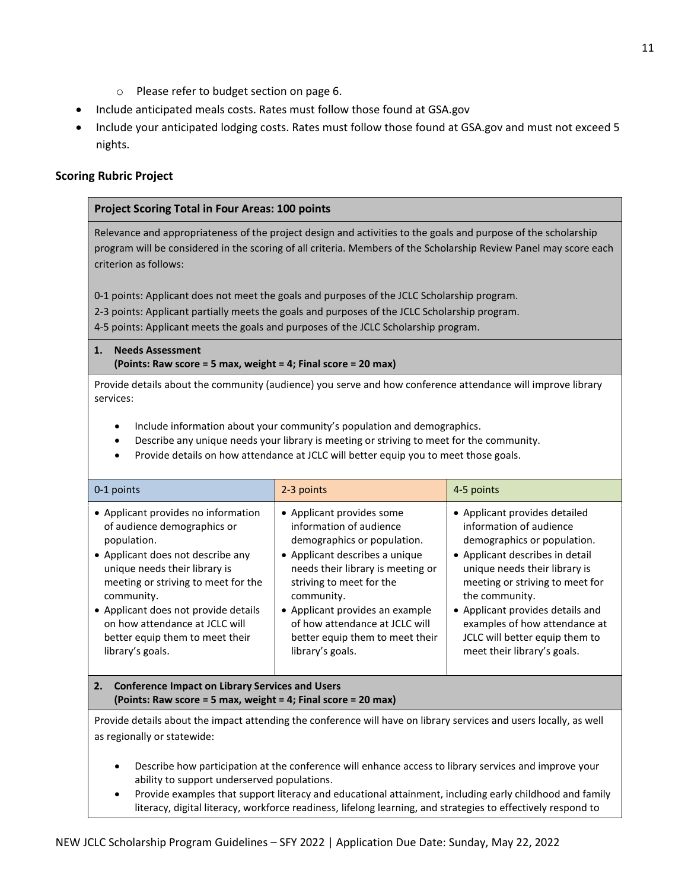- Please refer to budget section on page 6.
- Include anticipated meals costs. Rates must follow those found at GSA.gov
- Include your anticipated lodging costs. Rates must follow those found at GSA.gov and must not exceed 5 nights.

### Scoring Rubric Project

**Project Scoring Total in Four Areas: 100 points**

Relevance and appropriateness of the project design and activities to the goals and purpose of the scholarship program will be considered in the scoring of all criteria. Members of the Scholarship Review Panel may score each criterion as follows:

0-1 points: Applicant does not meet the goals and purposes of the JCLC Scholarship program.
2-3 points: Applicant partially meets the goals and purposes of the JCLC Scholarship program.
4-5 points: Applicant meets the goals and purposes of the JCLC Scholarship program.

**1. Needs Assessment**
**(Points: Raw score = 5 max, weight = 4; Final score = 20 max)**

Provide details about the community (audience) you serve and how conference attendance will improve library services:

- Include information about your community's population and demographics.
- Describe any unique needs your library is meeting or striving to meet for the community.
- Provide details on how attendance at JCLC will better equip you to meet those goals.

| 0-1 points | 2-3 points | 4-5 points |
|---|---|---|
| • Applicant provides no information of audience demographics or population.<br>• Applicant does not describe any unique needs their library is meeting or striving to meet for the community.<br>• Applicant does not provide details on how attendance at JCLC will better equip them to meet their library's goals. | • Applicant provides some information of audience demographics or population.<br>• Applicant describes a unique needs their library is meeting or striving to meet for the community.<br>• Applicant provides an example of how attendance at JCLC will better equip them to meet their library's goals. | • Applicant provides detailed information of audience demographics or population.<br>• Applicant describes in detail unique needs their library is meeting or striving to meet for the community.<br>• Applicant provides details and examples of how attendance at JCLC will better equip them to meet their library's goals. |

**2. Conference Impact on Library Services and Users**
**(Points: Raw score = 5 max, weight = 4; Final score = 20 max)**

Provide details about the impact attending the conference will have on library services and users locally, as well as regionally or statewide:

- Describe how participation at the conference will enhance access to library services and improve your ability to support underserved populations.
- Provide examples that support literacy and educational attainment, including early childhood and family literacy, digital literacy, workforce readiness, lifelong learning, and strategies to effectively respond to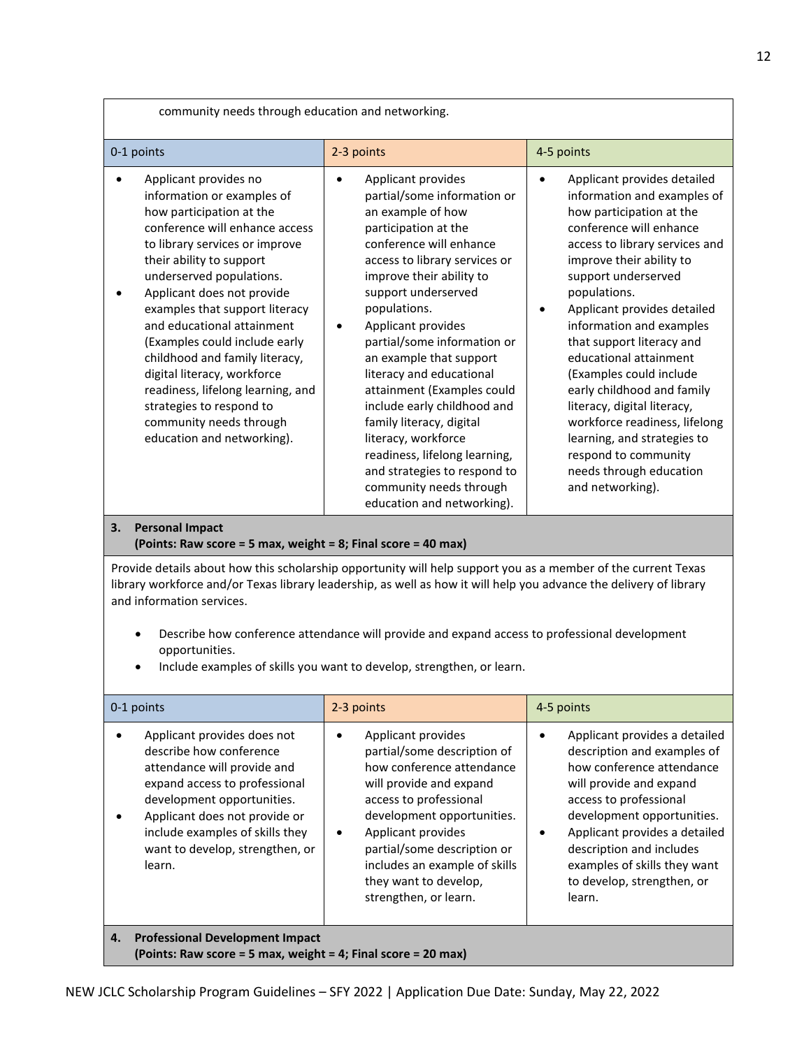community needs through education and networking.

| 0-1 points | 2-3 points | 4-5 points |
| --- | --- | --- |
| • Applicant provides no information or examples of how participation at the conference will enhance access to library services or improve their ability to support underserved populations.<br>• Applicant does not provide examples that support literacy and educational attainment (Examples could include early childhood and family literacy, digital literacy, workforce readiness, lifelong learning, and strategies to respond to community needs through education and networking). | • Applicant provides partial/some information or an example of how participation at the conference will enhance access to library services or improve their ability to support underserved populations.<br>• Applicant provides partial/some information or an example that support literacy and educational attainment (Examples could include early childhood and family literacy, digital literacy, workforce readiness, lifelong learning, and strategies to respond to community needs through education and networking). | • Applicant provides detailed information and examples of how participation at the conference will enhance access to library services and improve their ability to support underserved populations.<br>• Applicant provides detailed information and examples that support literacy and educational attainment (Examples could include early childhood and family literacy, digital literacy, workforce readiness, lifelong learning, and strategies to respond to community needs through education and networking). |

**3. Personal Impact**
**(Points: Raw score = 5 max, weight = 8; Final score = 40 max)**

Provide details about how this scholarship opportunity will help support you as a member of the current Texas library workforce and/or Texas library leadership, as well as how it will help you advance the delivery of library and information services.

- Describe how conference attendance will provide and expand access to professional development opportunities.
- Include examples of skills you want to develop, strengthen, or learn.

| 0-1 points | 2-3 points | 4-5 points |
| --- | --- | --- |
| • Applicant provides does not describe how conference attendance will provide and expand access to professional development opportunities.<br>• Applicant does not provide or include examples of skills they want to develop, strengthen, or learn. | • Applicant provides partial/some description of how conference attendance will provide and expand access to professional development opportunities.<br>• Applicant provides partial/some description or includes an example of skills they want to develop, strengthen, or learn. | • Applicant provides a detailed description and examples of how conference attendance will provide and expand access to professional development opportunities.<br>• Applicant provides a detailed description and includes examples of skills they want to develop, strengthen, or learn. |

**4. Professional Development Impact**
**(Points: Raw score = 5 max, weight = 4; Final score = 20 max)**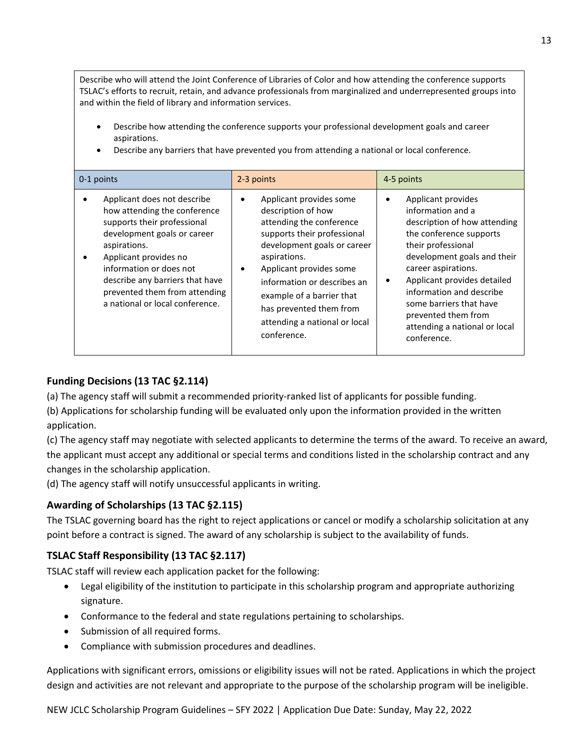Describe who will attend the Joint Conference of Libraries of Color and how attending the conference supports TSLAC's efforts to recruit, retain, and advance professionals from marginalized and underrepresented groups into and within the field of library and information services.

- Describe how attending the conference supports your professional development goals and career aspirations.
- Describe any barriers that have prevented you from attending a national or local conference.

| 0-1 points | 2-3 points | 4-5 points |
|---|---|---|
| • Applicant does not describe how attending the conference supports their professional development goals or career aspirations.<br>• Applicant provides no information or does not describe any barriers that have prevented them from attending a national or local conference. | • Applicant provides some description of how attending the conference supports their professional development goals or career aspirations.<br>• Applicant provides some information or describes an example of a barrier that has prevented them from attending a national or local conference. | • Applicant provides information and a description of how attending the conference supports their professional development goals and their career aspirations.<br>• Applicant provides detailed information and describe some barriers that have prevented them from attending a national or local conference. |

## Funding Decisions (13 TAC §2.114)

(a) The agency staff will submit a recommended priority-ranked list of applicants for possible funding.

(b) Applications for scholarship funding will be evaluated only upon the information provided in the written application.

(c) The agency staff may negotiate with selected applicants to determine the terms of the award. To receive an award, the applicant must accept any additional or special terms and conditions listed in the scholarship contract and any changes in the scholarship application.

(d) The agency staff will notify unsuccessful applicants in writing.

## Awarding of Scholarships (13 TAC §2.115)

The TSLAC governing board has the right to reject applications or cancel or modify a scholarship solicitation at any point before a contract is signed. The award of any scholarship is subject to the availability of funds.

## TSLAC Staff Responsibility (13 TAC §2.117)

TSLAC staff will review each application packet for the following:

- Legal eligibility of the institution to participate in this scholarship program and appropriate authorizing signature.
- Conformance to the federal and state regulations pertaining to scholarships.
- Submission of all required forms.
- Compliance with submission procedures and deadlines.

Applications with significant errors, omissions or eligibility issues will not be rated. Applications in which the project design and activities are not relevant and appropriate to the purpose of the scholarship program will be ineligible.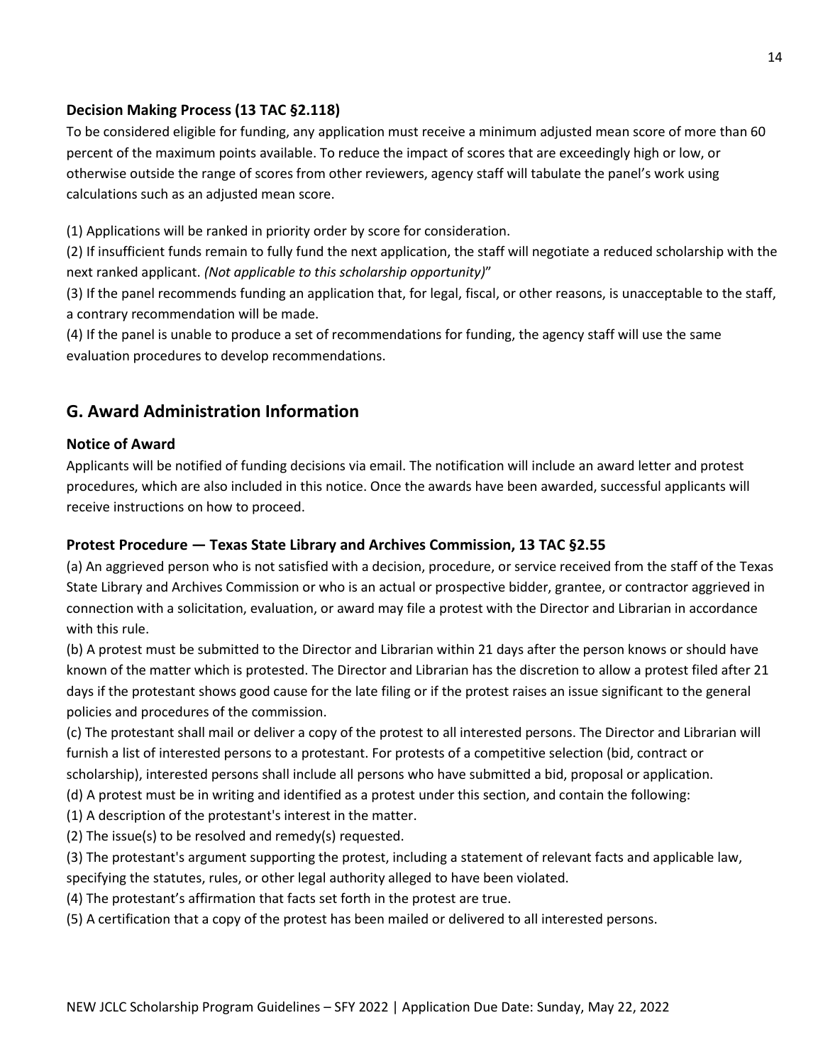### Decision Making Process (13 TAC §2.118)

To be considered eligible for funding, any application must receive a minimum adjusted mean score of more than 60 percent of the maximum points available. To reduce the impact of scores that are exceedingly high or low, or otherwise outside the range of scores from other reviewers, agency staff will tabulate the panel's work using calculations such as an adjusted mean score.

(1) Applications will be ranked in priority order by score for consideration.
(2) If insufficient funds remain to fully fund the next application, the staff will negotiate a reduced scholarship with the next ranked applicant. *(Not applicable to this scholarship opportunity)*"
(3) If the panel recommends funding an application that, for legal, fiscal, or other reasons, is unacceptable to the staff, a contrary recommendation will be made.
(4) If the panel is unable to produce a set of recommendations for funding, the agency staff will use the same evaluation procedures to develop recommendations.

## G. Award Administration Information

### Notice of Award

Applicants will be notified of funding decisions via email. The notification will include an award letter and protest procedures, which are also included in this notice. Once the awards have been awarded, successful applicants will receive instructions on how to proceed.

### Protest Procedure — Texas State Library and Archives Commission, 13 TAC §2.55

(a) An aggrieved person who is not satisfied with a decision, procedure, or service received from the staff of the Texas State Library and Archives Commission or who is an actual or prospective bidder, grantee, or contractor aggrieved in connection with a solicitation, evaluation, or award may file a protest with the Director and Librarian in accordance with this rule.
(b) A protest must be submitted to the Director and Librarian within 21 days after the person knows or should have known of the matter which is protested. The Director and Librarian has the discretion to allow a protest filed after 21 days if the protestant shows good cause for the late filing or if the protest raises an issue significant to the general policies and procedures of the commission.
(c) The protestant shall mail or deliver a copy of the protest to all interested persons. The Director and Librarian will furnish a list of interested persons to a protestant. For protests of a competitive selection (bid, contract or scholarship), interested persons shall include all persons who have submitted a bid, proposal or application.
(d) A protest must be in writing and identified as a protest under this section, and contain the following:
(1) A description of the protestant's interest in the matter.
(2) The issue(s) to be resolved and remedy(s) requested.
(3) The protestant's argument supporting the protest, including a statement of relevant facts and applicable law, specifying the statutes, rules, or other legal authority alleged to have been violated.
(4) The protestant's affirmation that facts set forth in the protest are true.
(5) A certification that a copy of the protest has been mailed or delivered to all interested persons.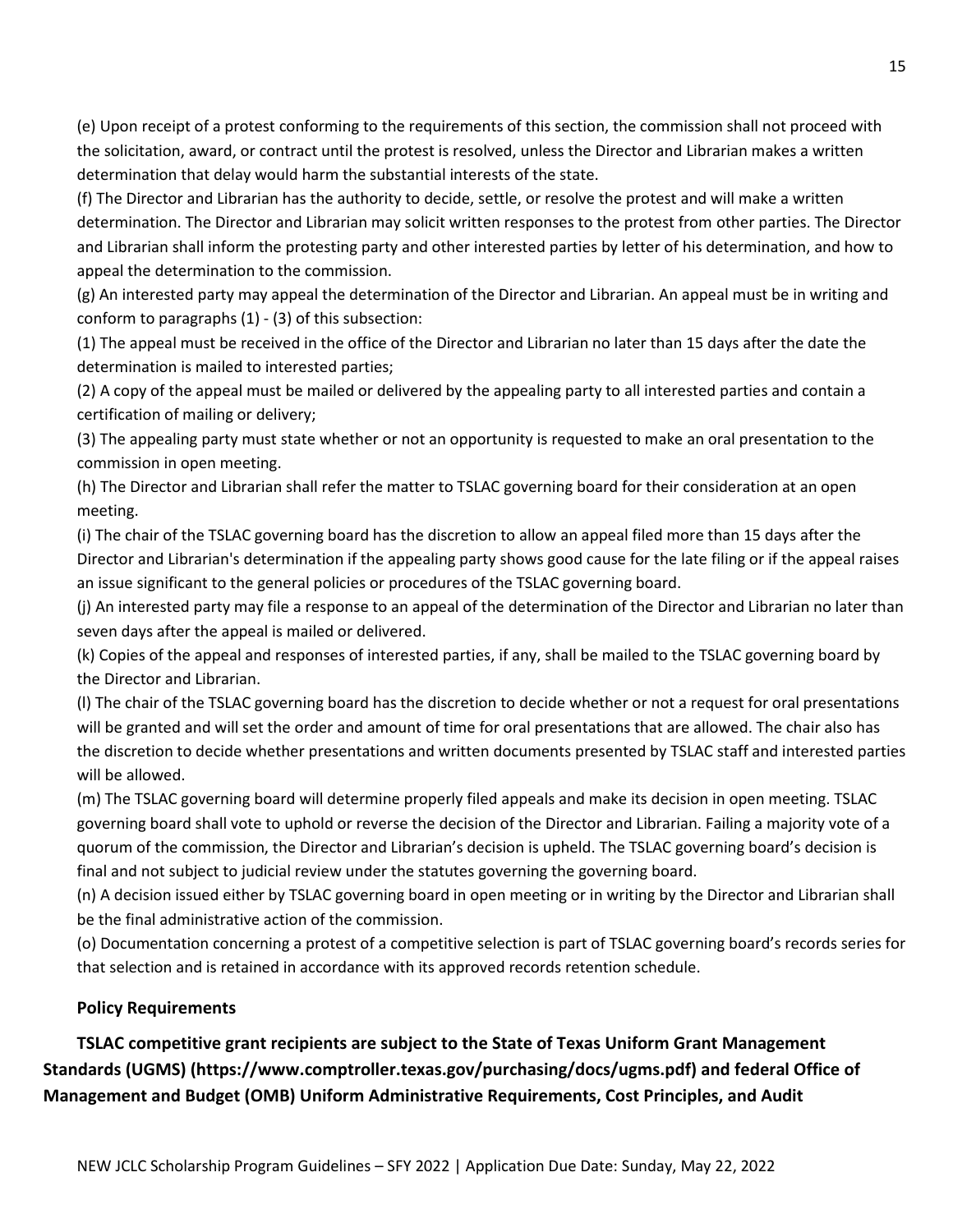(e) Upon receipt of a protest conforming to the requirements of this section, the commission shall not proceed with the solicitation, award, or contract until the protest is resolved, unless the Director and Librarian makes a written determination that delay would harm the substantial interests of the state.

(f) The Director and Librarian has the authority to decide, settle, or resolve the protest and will make a written determination. The Director and Librarian may solicit written responses to the protest from other parties. The Director and Librarian shall inform the protesting party and other interested parties by letter of his determination, and how to appeal the determination to the commission.

(g) An interested party may appeal the determination of the Director and Librarian. An appeal must be in writing and conform to paragraphs (1) - (3) of this subsection:

(1) The appeal must be received in the office of the Director and Librarian no later than 15 days after the date the determination is mailed to interested parties;

(2) A copy of the appeal must be mailed or delivered by the appealing party to all interested parties and contain a certification of mailing or delivery;

(3) The appealing party must state whether or not an opportunity is requested to make an oral presentation to the commission in open meeting.

(h) The Director and Librarian shall refer the matter to TSLAC governing board for their consideration at an open meeting.

(i) The chair of the TSLAC governing board has the discretion to allow an appeal filed more than 15 days after the Director and Librarian's determination if the appealing party shows good cause for the late filing or if the appeal raises an issue significant to the general policies or procedures of the TSLAC governing board.

(j) An interested party may file a response to an appeal of the determination of the Director and Librarian no later than seven days after the appeal is mailed or delivered.

(k) Copies of the appeal and responses of interested parties, if any, shall be mailed to the TSLAC governing board by the Director and Librarian.

(l) The chair of the TSLAC governing board has the discretion to decide whether or not a request for oral presentations will be granted and will set the order and amount of time for oral presentations that are allowed. The chair also has the discretion to decide whether presentations and written documents presented by TSLAC staff and interested parties will be allowed.

(m) The TSLAC governing board will determine properly filed appeals and make its decision in open meeting. TSLAC governing board shall vote to uphold or reverse the decision of the Director and Librarian. Failing a majority vote of a quorum of the commission, the Director and Librarian's decision is upheld. The TSLAC governing board's decision is final and not subject to judicial review under the statutes governing the governing board.

(n) A decision issued either by TSLAC governing board in open meeting or in writing by the Director and Librarian shall be the final administrative action of the commission.

(o) Documentation concerning a protest of a competitive selection is part of TSLAC governing board's records series for that selection and is retained in accordance with its approved records retention schedule.

### Policy Requirements

**TSLAC competitive grant recipients are subject to the State of Texas Uniform Grant Management Standards (UGMS) (https://www.comptroller.texas.gov/purchasing/docs/ugms.pdf) and federal Office of Management and Budget (OMB) Uniform Administrative Requirements, Cost Principles, and Audit**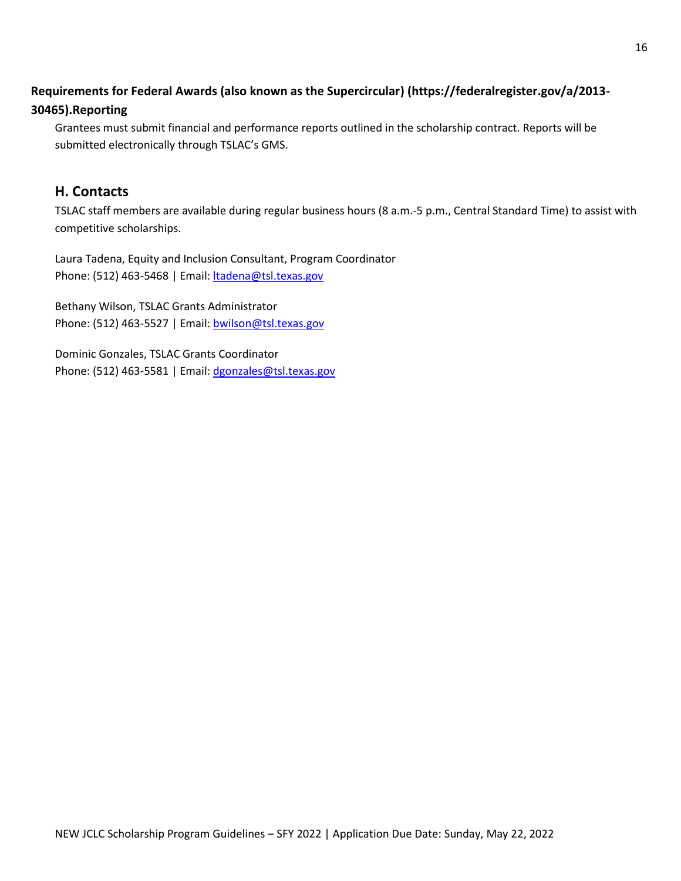**Requirements for Federal Awards (also known as the Supercircular) (https://federalregister.gov/a/2013-30465).Reporting**

Grantees must submit financial and performance reports outlined in the scholarship contract. Reports will be submitted electronically through TSLAC's GMS.

## H. Contacts

TSLAC staff members are available during regular business hours (8 a.m.-5 p.m., Central Standard Time) to assist with competitive scholarships.

Laura Tadena, Equity and Inclusion Consultant, Program Coordinator
Phone: (512) 463-5468 | Email: ltadena@tsl.texas.gov

Bethany Wilson, TSLAC Grants Administrator
Phone: (512) 463-5527 | Email: bwilson@tsl.texas.gov

Dominic Gonzales, TSLAC Grants Coordinator
Phone: (512) 463-5581 | Email: dgonzales@tsl.texas.gov